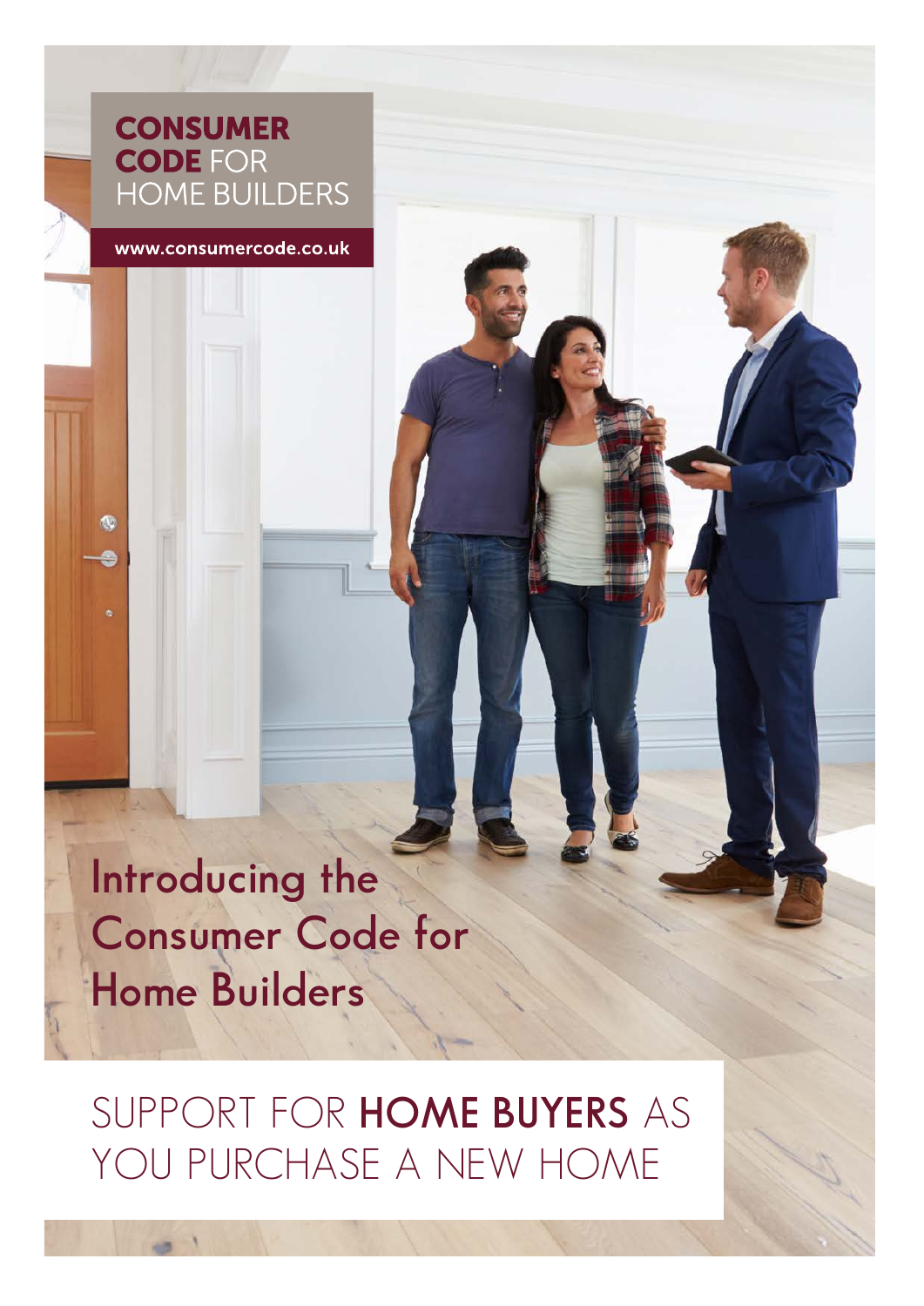**CONSUMER CODE** FOR HOME BUILDERS

www.consumercode.co.uk

# Introducing the Consumer Code for Home Builders

## SUPPORT FOR **HOME BUYERS** AS YOU PURCHASE A NEW HOME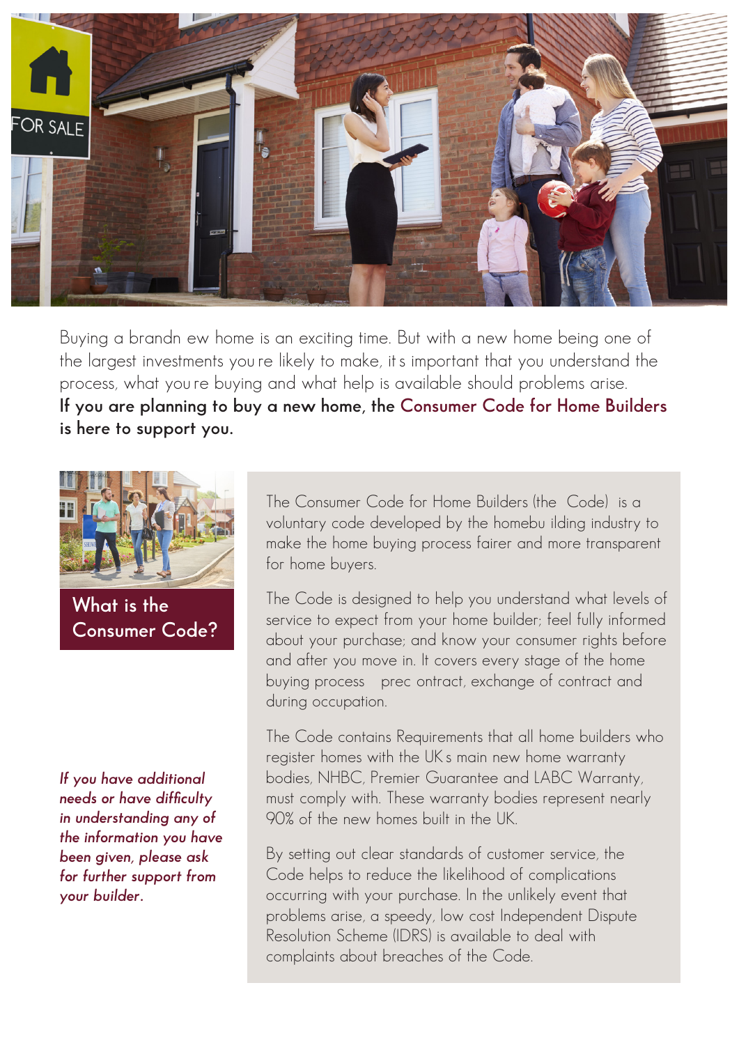Buying a brandn ew home is an exciting time. But with a new home being one of the largest investments you re likely to make, it s important that you understand the process, what you re buying and what help is available should problems arise.

**If you are planning to buy a new home, the Consumer Code for Home Builders is here to support you.**

## What is the Consumer Code?

The Consumer Code for Home Builders (the Code) is a voluntary code developed by the homebu ilding industry to make the home buying process fairer and more transparent for home buyers.

The Code is designed to help you understand what levels of service to expect from your home builder; feel fully informed about your purchase; and know your consumer rights before and after you move in. It covers every stage of the home buying process prec ontract, exchange of contract and during occupation.

The Code contains Requirements that all home builders who register homes with the UK s main new home warranty bodies, NHBC, Premier Guarantee and LABC Warranty, must comply with. These warranty bodies represent nearly 90% of the new homes built in the UK.

By setting out clear standards of customer service, the Code helps to reduce the likelihood of complications occurring with your purchase. In the unlikely event that problems arise, a speedy, low cost Independent Dispute Resolution Scheme (IDRS) is available to deal with complaints about breaches of the Code.

*If you have additional needs or have difficulty in understanding any of the information you have been given, please ask for further support from your builder.*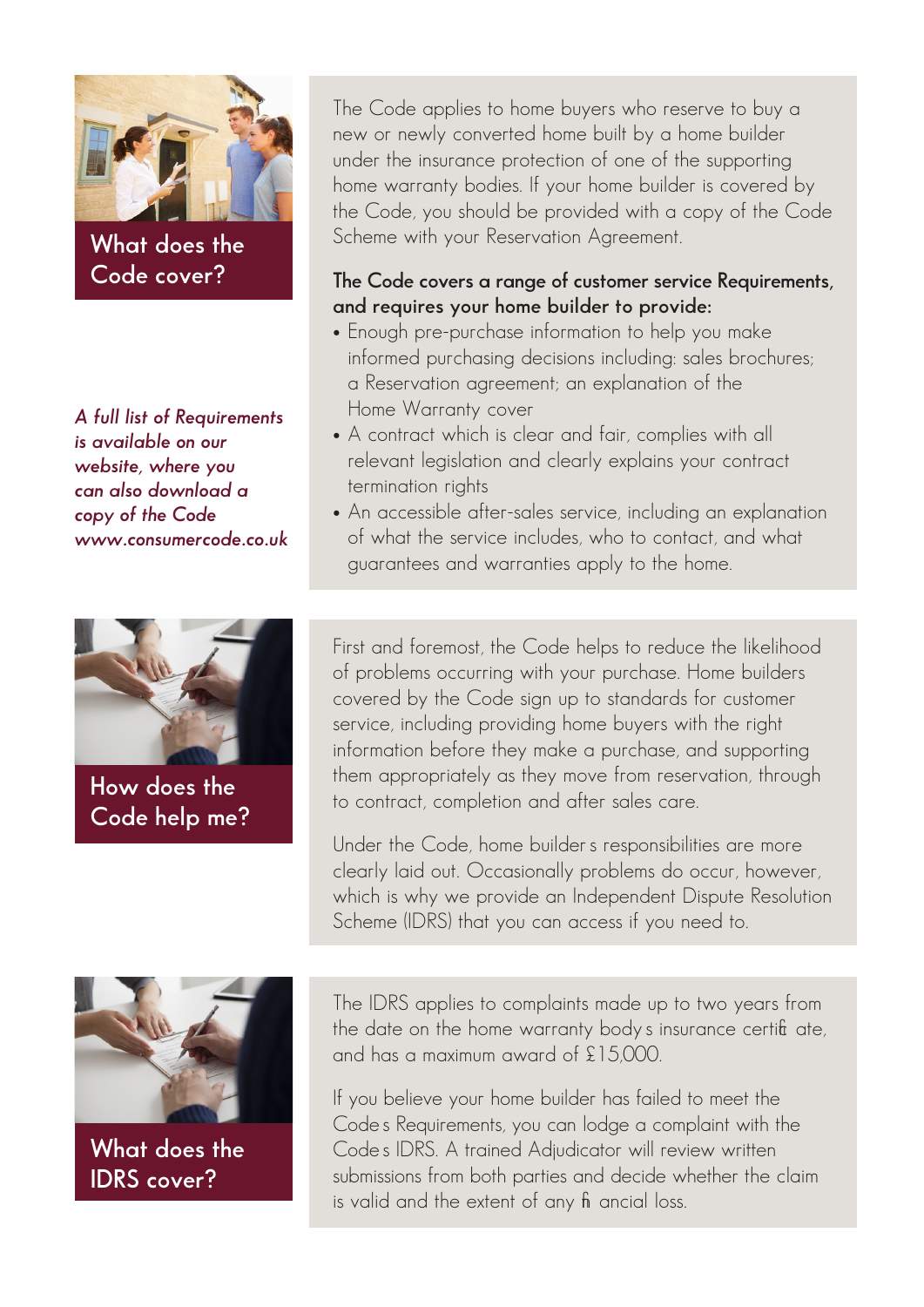## What does the Code cover?

The Code applies to home buyers who reserve to buy a new or newly converted home built by a home builder under the insurance protection of one of the supporting home warranty bodies. If your home builder is covered by the Code, you should be provided with a copy of the Code Scheme with your Reservation Agreement.

**The Code covers a range of customer service Requirements, and requires your home builder to provide:**

- Enough pre-purchase information to help you make informed purchasing decisions including: sales brochures; a Reservation agreement; an explanation of the Home Warranty cover
- A contract which is clear and fair, complies with all relevant legislation and clearly explains your contract termination rights
- An accessible after-sales service, including an explanation of what the service includes, who to contact, and what guarantees and warranties apply to the home.

*A full list of Requirements is available on our website, where you can also download a copy of the Code www.consumercode.co.uk*

## How does the Code help me?

First and foremost, the Code helps to reduce the likelihood of problems occurring with your purchase. Home builders covered by the Code sign up to standards for customer service, including providing home buyers with the right information before they make a purchase, and supporting them appropriately as they move from reservation, through to contract, completion and after sales care.

Under the Code, home builder s responsibilities are more clearly laid out. Occasionally problems do occur, however, which is why we provide an Independent Dispute Resolution Scheme (IDRS) that you can access if you need to.

## What does the IDRS cover?

The IDRS applies to complaints made up to two years from the date on the home warranty body s insurance certificate, and has a maximum award of £15,000.

If you believe your home builder has failed to meet the Code s Requirements, you can lodge a complaint with the Code s IDRS. A trained Adjudicator will review written submissions from both parties and decide whether the claim is valid and the extent of any financial loss.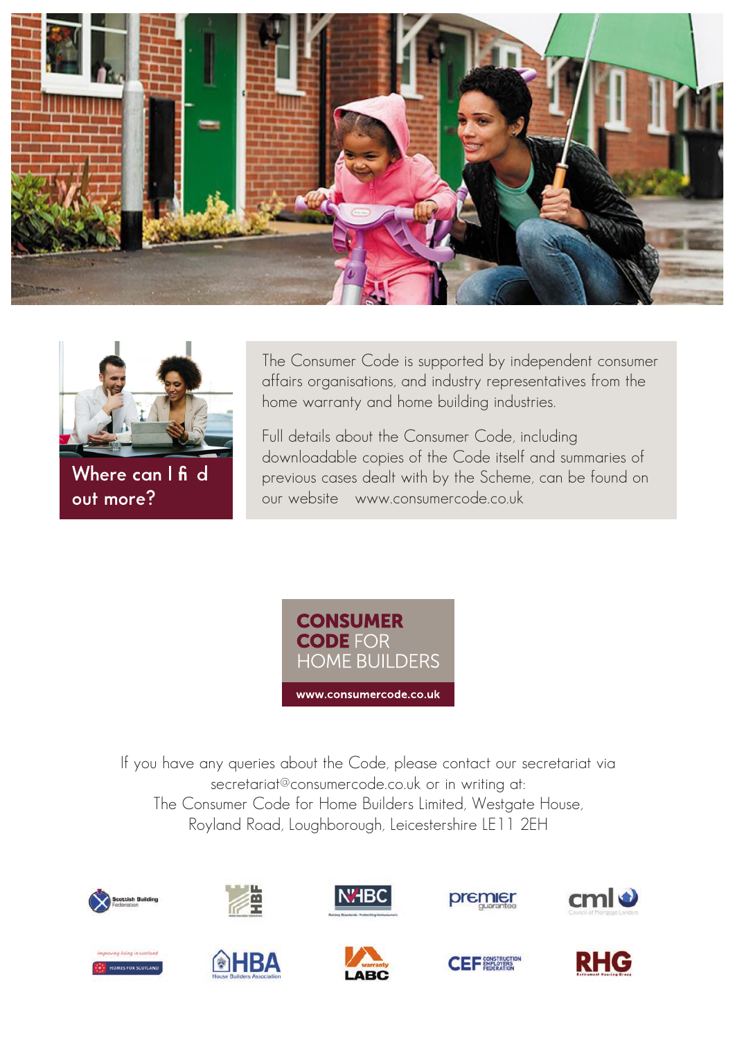## Where can I find out more?

The Consumer Code is supported by independent consumer affairs organisations, and industry representatives from the home warranty and home building industries.

Full details about the Consumer Code, including downloadable copies of the Code itself and summaries of previous cases dealt with by the Scheme, can be found on our website www.consumercode.co.uk

**CONSUMER CODE** FOR HOME BUILDERS

**www.consumercode.co.uk**

If you have any queries about the Code, please contact our secretariat via secretariat@consumercode.co.uk or in writing at:
The Consumer Code for Home Builders Limited, Westgate House, Royland Road, Loughborough, Leicestershire LE11 2EH